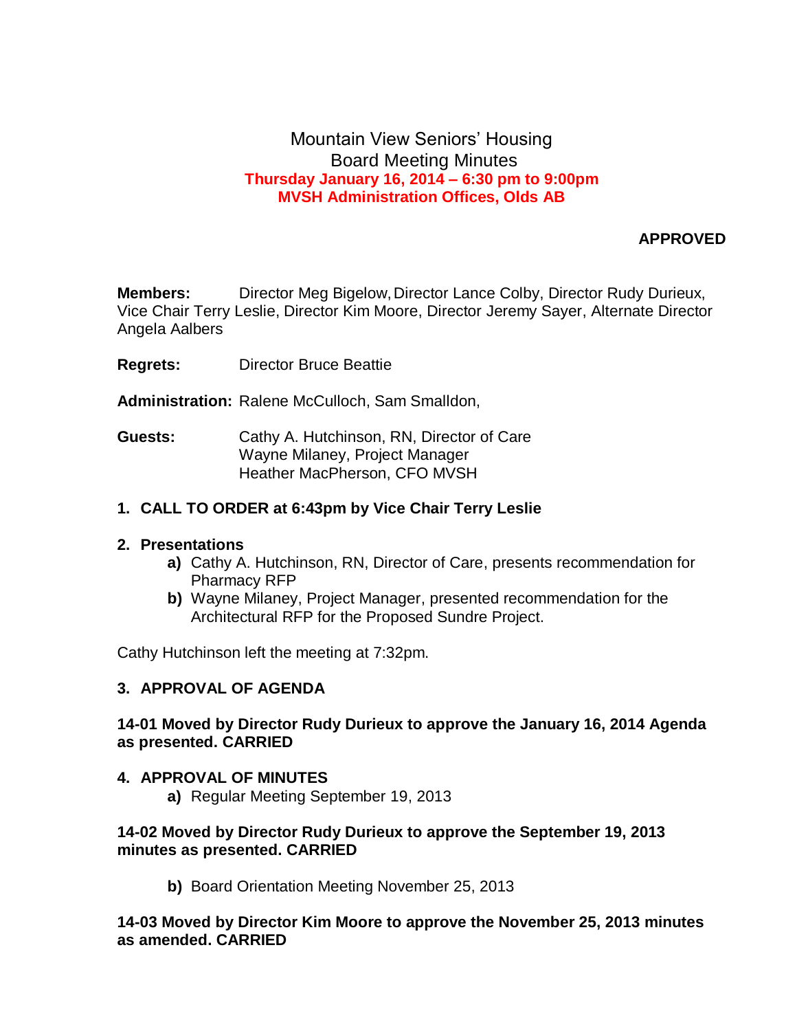# Mountain View Seniors' Housing
## Board Meeting Minutes
**Thursday January 16, 2014 – 6:30 pm to 9:00pm**
**MVSH Administration Offices, Olds AB**

**APPROVED**

**Members:** Director Meg Bigelow, Director Lance Colby, Director Rudy Durieux, Vice Chair Terry Leslie, Director Kim Moore, Director Jeremy Sayer, Alternate Director Angela Aalbers

**Regrets:** Director Bruce Beattie

**Administration:** Ralene McCulloch, Sam Smalldon,

**Guests:** Cathy A. Hutchinson, RN, Director of Care
Wayne Milaney, Project Manager
Heather MacPherson, CFO MVSH

1. **CALL TO ORDER at 6:43pm by Vice Chair Terry Leslie**

2. **Presentations**
   - **a)** Cathy A. Hutchinson, RN, Director of Care, presents recommendation for Pharmacy RFP
   - **b)** Wayne Milaney, Project Manager, presented recommendation for the Architectural RFP for the Proposed Sundre Project.

Cathy Hutchinson left the meeting at 7:32pm.

3. **APPROVAL OF AGENDA**

**14-01 Moved by Director Rudy Durieux to approve the January 16, 2014 Agenda as presented. CARRIED**

4. **APPROVAL OF MINUTES**
   - **a)** Regular Meeting September 19, 2013

**14-02 Moved by Director Rudy Durieux to approve the September 19, 2013 minutes as presented. CARRIED**

   - **b)** Board Orientation Meeting November 25, 2013

**14-03 Moved by Director Kim Moore to approve the November 25, 2013 minutes as amended. CARRIED**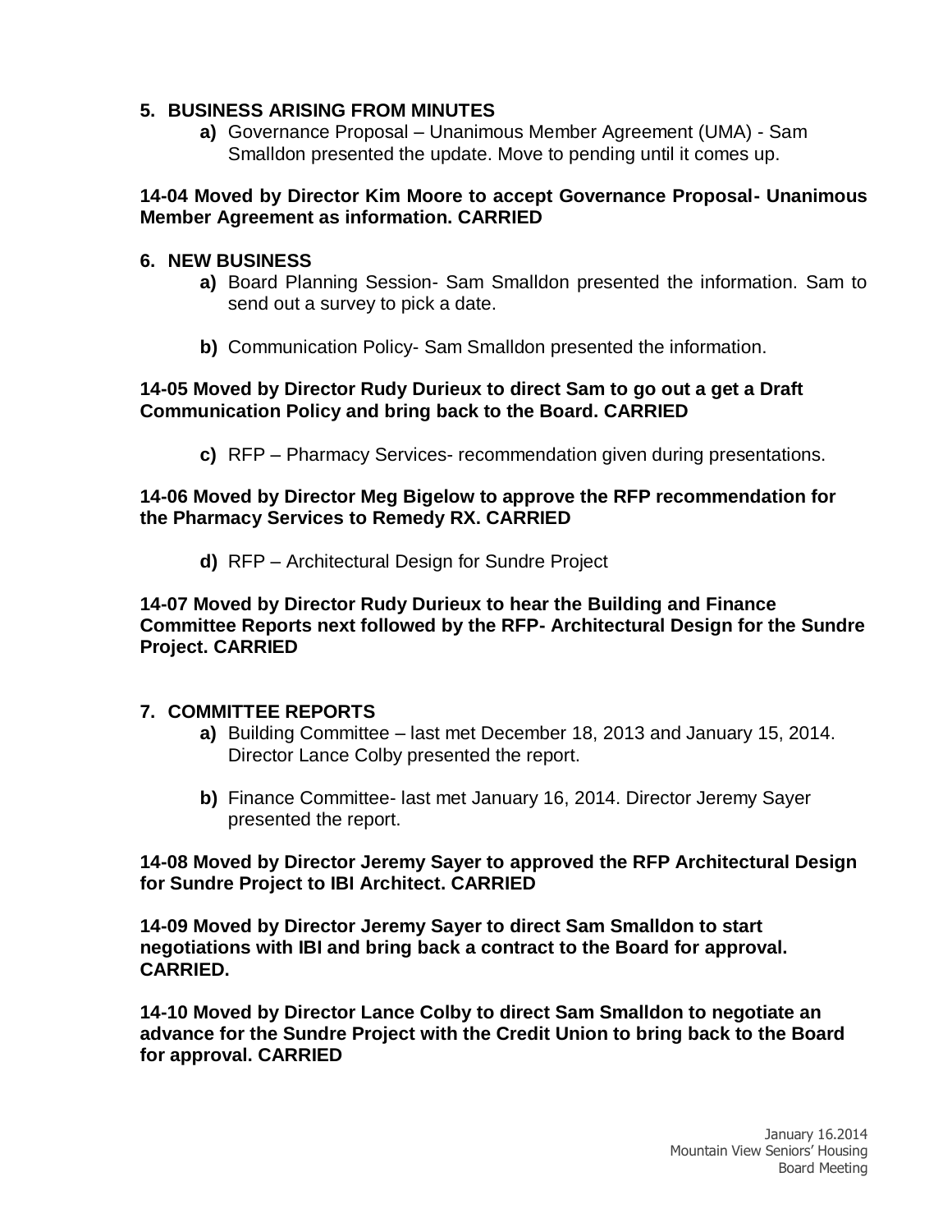## 5. BUSINESS ARISING FROM MINUTES

**a)** Governance Proposal – Unanimous Member Agreement (UMA) - Sam Smalldon presented the update. Move to pending until it comes up.

**14-04 Moved by Director Kim Moore to accept Governance Proposal- Unanimous Member Agreement as information. CARRIED**

## 6. NEW BUSINESS

**a)** Board Planning Session- Sam Smalldon presented the information. Sam to send out a survey to pick a date.

**b)** Communication Policy- Sam Smalldon presented the information.

**14-05 Moved by Director Rudy Durieux to direct Sam to go out a get a Draft Communication Policy and bring back to the Board. CARRIED**

**c)** RFP – Pharmacy Services- recommendation given during presentations.

**14-06 Moved by Director Meg Bigelow to approve the RFP recommendation for the Pharmacy Services to Remedy RX. CARRIED**

**d)** RFP – Architectural Design for Sundre Project

**14-07 Moved by Director Rudy Durieux to hear the Building and Finance Committee Reports next followed by the RFP- Architectural Design for the Sundre Project. CARRIED**

## 7. COMMITTEE REPORTS

**a)** Building Committee – last met December 18, 2013 and January 15, 2014. Director Lance Colby presented the report.

**b)** Finance Committee- last met January 16, 2014. Director Jeremy Sayer presented the report.

**14-08 Moved by Director Jeremy Sayer to approved the RFP Architectural Design for Sundre Project to IBI Architect. CARRIED**

**14-09 Moved by Director Jeremy Sayer to direct Sam Smalldon to start negotiations with IBI and bring back a contract to the Board for approval. CARRIED.**

**14-10 Moved by Director Lance Colby to direct Sam Smalldon to negotiate an advance for the Sundre Project with the Credit Union to bring back to the Board for approval. CARRIED**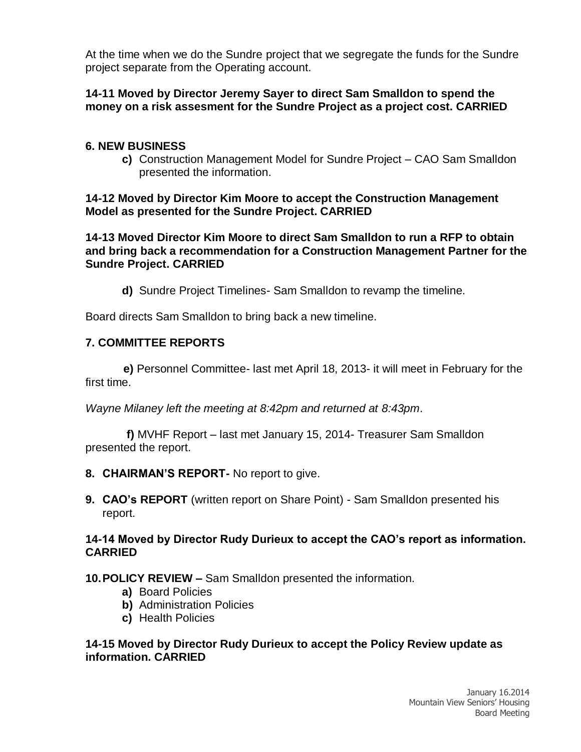At the time when we do the Sundre project that we segregate the funds for the Sundre project separate from the Operating account.

**14-11 Moved by Director Jeremy Sayer to direct Sam Smalldon to spend the money on a risk assesment for the Sundre Project as a project cost. CARRIED**

**6. NEW BUSINESS**

**c)** Construction Management Model for Sundre Project – CAO Sam Smalldon presented the information.

**14-12 Moved by Director Kim Moore to accept the Construction Management Model as presented for the Sundre Project. CARRIED**

**14-13 Moved Director Kim Moore to direct Sam Smalldon to run a RFP to obtain and bring back a recommendation for a Construction Management Partner for the Sundre Project. CARRIED**

**d)** Sundre Project Timelines- Sam Smalldon to revamp the timeline.

Board directs Sam Smalldon to bring back a new timeline.

**7. COMMITTEE REPORTS**

**e)** Personnel Committee- last met April 18, 2013- it will meet in February for the first time.

*Wayne Milaney left the meeting at 8:42pm and returned at 8:43pm*.

**f)** MVHF Report – last met January 15, 2014- Treasurer Sam Smalldon presented the report.

**8. CHAIRMAN'S REPORT-** No report to give.

**9. CAO's REPORT** (written report on Share Point) - Sam Smalldon presented his report.

**14-14 Moved by Director Rudy Durieux to accept the CAO's report as information. CARRIED**

**10. POLICY REVIEW –** Sam Smalldon presented the information.

- **a)** Board Policies
- **b)** Administration Policies
- **c)** Health Policies

**14-15 Moved by Director Rudy Durieux to accept the Policy Review update as information. CARRIED**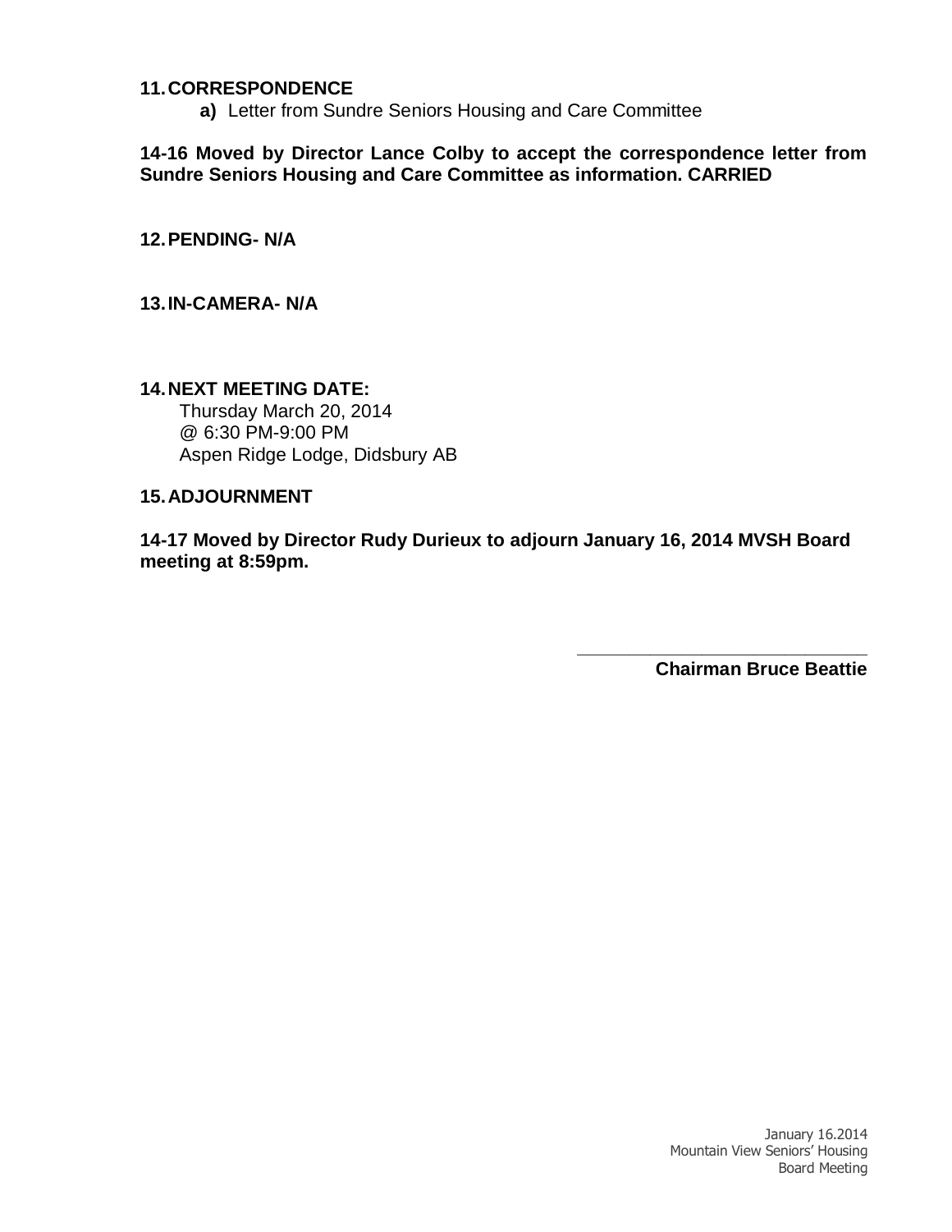**11. CORRESPONDENCE**

**a)** Letter from Sundre Seniors Housing and Care Committee

**14-16 Moved by Director Lance Colby to accept the correspondence letter from Sundre Seniors Housing and Care Committee as information. CARRIED**

**12. PENDING- N/A**

**13. IN-CAMERA- N/A**

**14. NEXT MEETING DATE:**

Thursday March 20, 2014
@ 6:30 PM-9:00 PM
Aspen Ridge Lodge, Didsbury AB

**15. ADJOURNMENT**

**14-17 Moved by Director Rudy Durieux to adjourn January 16, 2014 MVSH Board meeting at 8:59pm.**

\_\_\_\_\_\_\_\_\_\_\_\_\_\_\_\_\_\_\_\_\_\_\_\_\_\_\_\_\_\_

**Chairman Bruce Beattie**